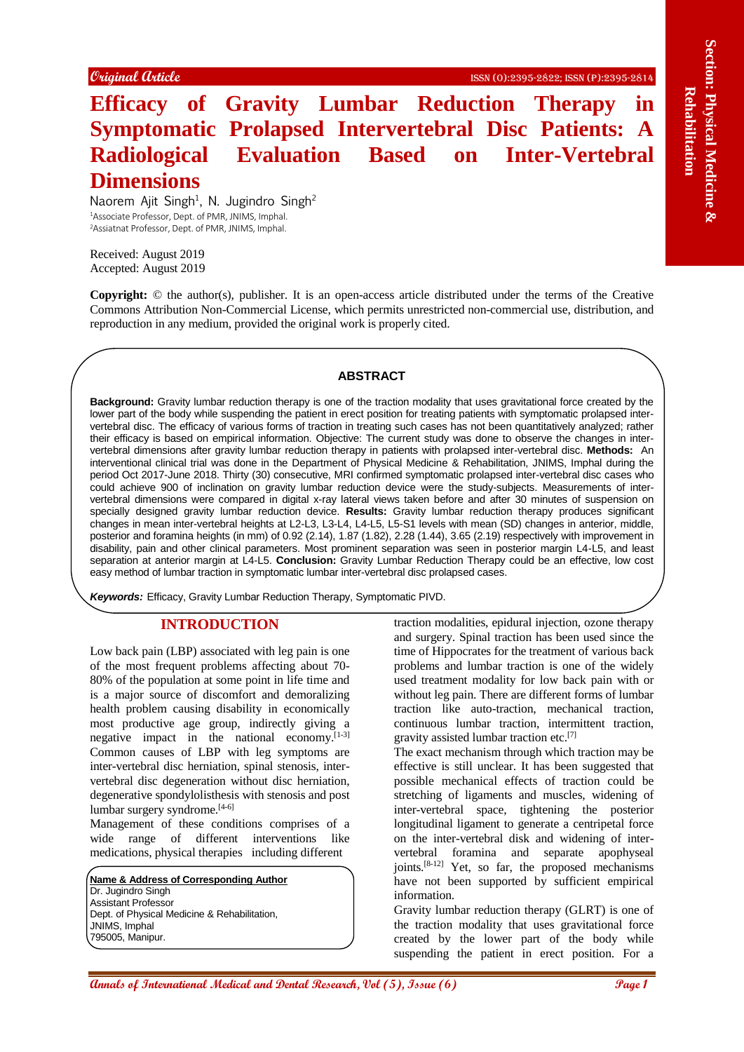Original Article

# Efficacy of Gravity Lumbar Reduction Therapy in Symptomatic Prolapsed Intervertebral Disc Patients: A Radiological Evaluation Based on Inter-Vertebral Dimensions

Naorem Ajit Singh[1], N. Jugindro Singh[2]

[1]Associate Professor, Dept. of PMR, JNIMS, Imphal.
[2]Assiatnat Professor, Dept. of PMR, JNIMS, Imphal.

Received: August 2019
Accepted: August 2019

**Copyright:** © the author(s), publisher. It is an open-access article distributed under the terms of the Creative Commons Attribution Non-Commercial License, which permits unrestricted non-commercial use, distribution, and reproduction in any medium, provided the original work is properly cited.

## ABSTRACT

**Background:** Gravity lumbar reduction therapy is one of the traction modality that uses gravitational force created by the lower part of the body while suspending the patient in erect position for treating patients with symptomatic prolapsed inter-vertebral disc. The efficacy of various forms of traction in treating such cases has not been quantitatively analyzed; rather their efficacy is based on empirical information. Objective: The current study was done to observe the changes in inter-vertebral dimensions after gravity lumbar reduction therapy in patients with prolapsed inter-vertebral disc. **Methods:** An interventional clinical trial was done in the Department of Physical Medicine & Rehabilitation, JNIMS, Imphal during the period Oct 2017-June 2018. Thirty (30) consecutive, MRI confirmed symptomatic prolapsed inter-vertebral disc cases who could achieve 900 of inclination on gravity lumbar reduction device were the study-subjects. Measurements of inter-vertebral dimensions were compared in digital x-ray lateral views taken before and after 30 minutes of suspension on specially designed gravity lumbar reduction device. **Results:** Gravity lumbar reduction therapy produces significant changes in mean inter-vertebral heights at L2-L3, L3-L4, L4-L5, L5-S1 levels with mean (SD) changes in anterior, middle, posterior and foramina heights (in mm) of 0.92 (2.14), 1.87 (1.82), 2.28 (1.44), 3.65 (2.19) respectively with improvement in disability, pain and other clinical parameters. Most prominent separation was seen in posterior margin L4-L5, and least separation at anterior margin at L4-L5. **Conclusion:** Gravity Lumbar Reduction Therapy could be an effective, low cost easy method of lumbar traction in symptomatic lumbar inter-vertebral disc prolapsed cases.

***Keywords:*** Efficacy, Gravity Lumbar Reduction Therapy, Symptomatic PIVD.

## INTRODUCTION

Low back pain (LBP) associated with leg pain is one of the most frequent problems affecting about 70-80% of the population at some point in life time and is a major source of discomfort and demoralizing health problem causing disability in economically most productive age group, indirectly giving a negative impact in the national economy.[1-3] Common causes of LBP with leg symptoms are inter-vertebral disc herniation, spinal stenosis, inter-vertebral disc degeneration without disc herniation, degenerative spondylolisthesis with stenosis and post lumbar surgery syndrome.[4-6]

Management of these conditions comprises of a wide range of different interventions like medications, physical therapies including different traction modalities, epidural injection, ozone therapy and surgery. Spinal traction has been used since the time of Hippocrates for the treatment of various back problems and lumbar traction is one of the widely used treatment modality for low back pain with or without leg pain. There are different forms of lumbar traction like auto-traction, mechanical traction, continuous lumbar traction, intermittent traction, gravity assisted lumbar traction etc.[7]

The exact mechanism through which traction may be effective is still unclear. It has been suggested that possible mechanical effects of traction could be stretching of ligaments and muscles, widening of inter-vertebral space, tightening the posterior longitudinal ligament to generate a centripetal force on the inter-vertebral disk and widening of inter-vertebral foramina and separate apophyseal joints.[8-12] Yet, so far, the proposed mechanisms have not been supported by sufficient empirical information.

Gravity lumbar reduction therapy (GLRT) is one of the traction modality that uses gravitational force created by the lower part of the body while suspending the patient in erect position. For a

**Name & Address of Corresponding Author**
Dr. Jugindro Singh
Assistant Professor
Dept. of Physical Medicine & Rehabilitation,
JNIMS, Imphal
795005, Manipur.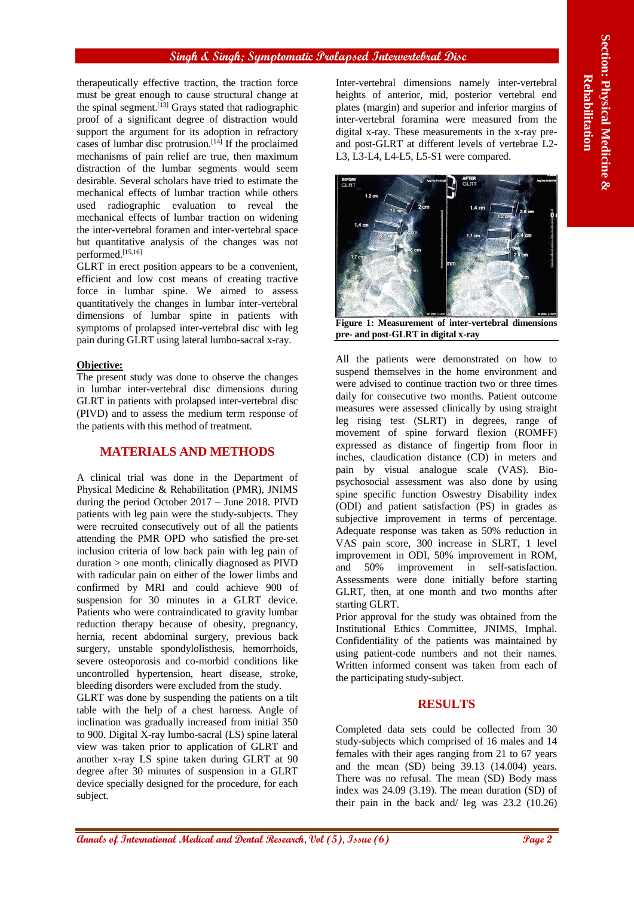therapeutically effective traction, the traction force must be great enough to cause structural change at the spinal segment.[13] Grays stated that radiographic proof of a significant degree of distraction would support the argument for its adoption in refractory cases of lumbar disc protrusion.[14] If the proclaimed mechanisms of pain relief are true, then maximum distraction of the lumbar segments would seem desirable. Several scholars have tried to estimate the mechanical effects of lumbar traction while others used radiographic evaluation to reveal the mechanical effects of lumbar traction on widening the inter-vertebral foramen and inter-vertebral space but quantitative analysis of the changes was not performed.[15,16]

GLRT in erect position appears to be a convenient, efficient and low cost means of creating tractive force in lumbar spine. We aimed to assess quantitatively the changes in lumbar inter-vertebral dimensions of lumbar spine in patients with symptoms of prolapsed inter-vertebral disc with leg pain during GLRT using lateral lumbo-sacral x-ray.

**Objective:**

The present study was done to observe the changes in lumbar inter-vertebral disc dimensions during GLRT in patients with prolapsed inter-vertebral disc (PIVD) and to assess the medium term response of the patients with this method of treatment.

## MATERIALS AND METHODS

A clinical trial was done in the Department of Physical Medicine & Rehabilitation (PMR), JNIMS during the period October 2017 – June 2018. PIVD patients with leg pain were the study-subjects. They were recruited consecutively out of all the patients attending the PMR OPD who satisfied the pre-set inclusion criteria of low back pain with leg pain of duration > one month, clinically diagnosed as PIVD with radicular pain on either of the lower limbs and confirmed by MRI and could achieve 900 of suspension for 30 minutes in a GLRT device. Patients who were contraindicated to gravity lumbar reduction therapy because of obesity, pregnancy, hernia, recent abdominal surgery, previous back surgery, unstable spondylolisthesis, hemorrhoids, severe osteoporosis and co-morbid conditions like uncontrolled hypertension, heart disease, stroke, bleeding disorders were excluded from the study.

GLRT was done by suspending the patients on a tilt table with the help of a chest harness. Angle of inclination was gradually increased from initial 350 to 900. Digital X-ray lumbo-sacral (LS) spine lateral view was taken prior to application of GLRT and another x-ray LS spine taken during GLRT at 90 degree after 30 minutes of suspension in a GLRT device specially designed for the procedure, for each subject.

Inter-vertebral dimensions namely inter-vertebral heights of anterior, mid, posterior vertebral end plates (margin) and superior and inferior margins of inter-vertebral foramina were measured from the digital x-ray. These measurements in the x-ray pre- and post-GLRT at different levels of vertebrae L2-L3, L3-L4, L4-L5, L5-S1 were compared.

**Figure 1: Measurement of inter-vertebral dimensions pre- and post-GLRT in digital x-ray**

All the patients were demonstrated on how to suspend themselves in the home environment and were advised to continue traction two or three times daily for consecutive two months. Patient outcome measures were assessed clinically by using straight leg rising test (SLRT) in degrees, range of movement of spine forward flexion (ROMFF) expressed as distance of fingertip from floor in inches, claudication distance (CD) in meters and pain by visual analogue scale (VAS). Bio-psychosocial assessment was also done by using spine specific function Oswestry Disability index (ODI) and patient satisfaction (PS) in grades as subjective improvement in terms of percentage. Adequate response was taken as 50% reduction in VAS pain score, 300 increase in SLRT, 1 level improvement in ODI, 50% improvement in ROM, and 50% improvement in self-satisfaction. Assessments were done initially before starting GLRT, then, at one month and two months after starting GLRT.

Prior approval for the study was obtained from the Institutional Ethics Committee, JNIMS, Imphal. Confidentiality of the patients was maintained by using patient-code numbers and not their names. Written informed consent was taken from each of the participating study-subject.

## RESULTS

Completed data sets could be collected from 30 study-subjects which comprised of 16 males and 14 females with their ages ranging from 21 to 67 years and the mean (SD) being 39.13 (14.004) years. There was no refusal. The mean (SD) Body mass index was 24.09 (3.19). The mean duration (SD) of their pain in the back and/ leg was 23.2 (10.26)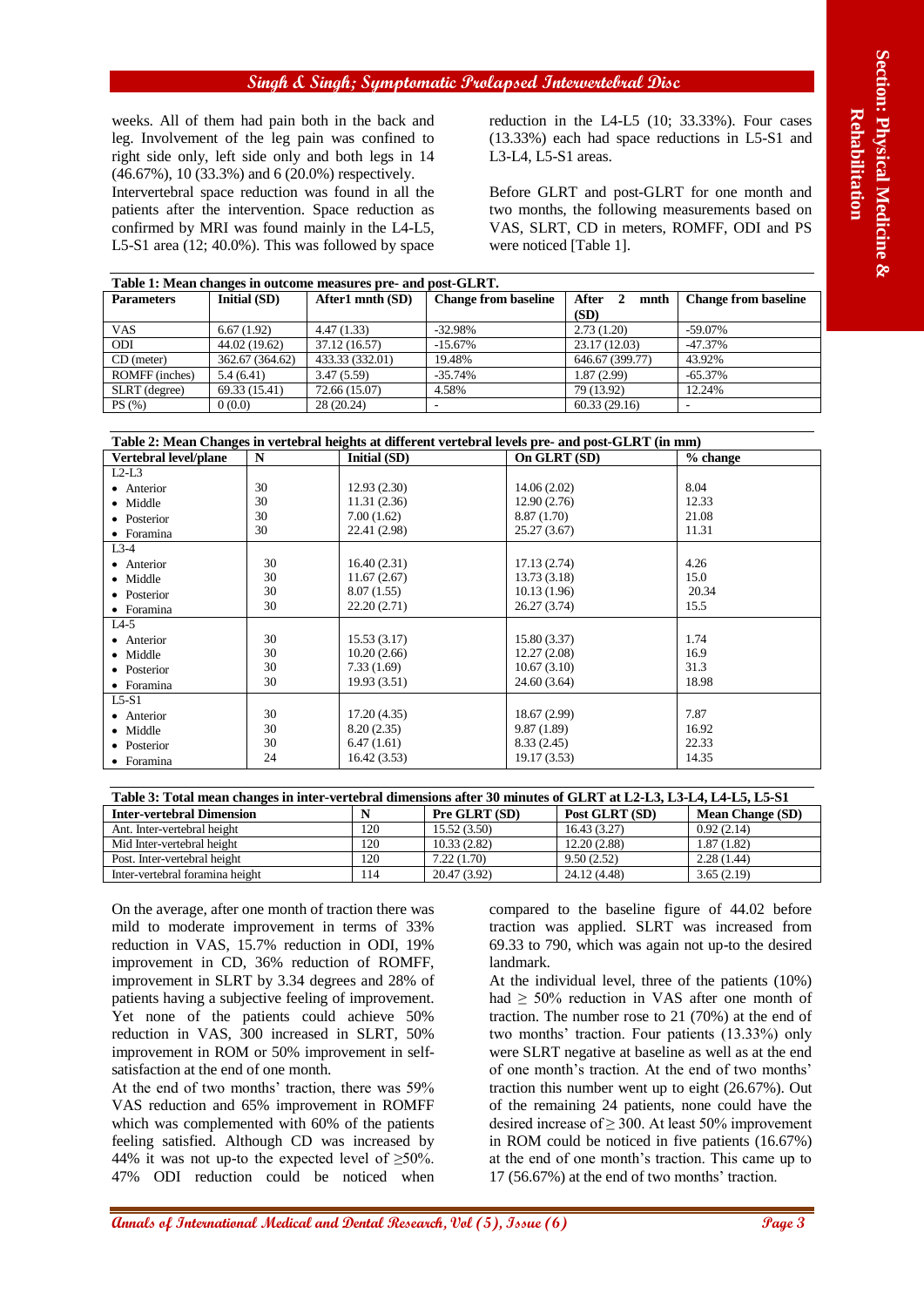weeks. All of them had pain both in the back and leg. Involvement of the leg pain was confined to right side only, left side only and both legs in 14 (46.67%), 10 (33.3%) and 6 (20.0%) respectively.

Intervertebral space reduction was found in all the patients after the intervention. Space reduction as confirmed by MRI was found mainly in the L4-L5, L5-S1 area (12; 40.0%). This was followed by space reduction in the L4-L5 (10; 33.33%). Four cases (13.33%) each had space reductions in L5-S1 and L3-L4, L5-S1 areas.

Before GLRT and post-GLRT for one month and two months, the following measurements based on VAS, SLRT, CD in meters, ROMFF, ODI and PS were noticed [Table 1].

**Table 1: Mean changes in outcome measures pre- and post-GLRT.**

| Parameters | Initial (SD) | After1 mnth (SD) | Change from baseline | After 2 mnth (SD) | Change from baseline |
|---|---|---|---|---|---|
| VAS | 6.67 (1.92) | 4.47 (1.33) | -32.98% | 2.73 (1.20) | -59.07% |
| ODI | 44.02 (19.62) | 37.12 (16.57) | -15.67% | 23.17 (12.03) | -47.37% |
| CD (meter) | 362.67 (364.62) | 433.33 (332.01) | 19.48% | 646.67 (399.77) | 43.92% |
| ROMFF (inches) | 5.4 (6.41) | 3.47 (5.59) | -35.74% | 1.87 (2.99) | -65.37% |
| SLRT (degree) | 69.33 (15.41) | 72.66 (15.07) | 4.58% | 79 (13.92) | 12.24% |
| PS (%) | 0 (0.0) | 28 (20.24) | - | 60.33 (29.16) | - |

**Table 2: Mean Changes in vertebral heights at different vertebral levels pre- and post-GLRT (in mm)**

| Vertebral level/plane | N | Initial (SD) | On GLRT (SD) | % change |
|---|---|---|---|---|
| L2-L3 | | | | |
| • Anterior | 30 | 12.93 (2.30) | 14.06 (2.02) | 8.04 |
| • Middle | 30 | 11.31 (2.36) | 12.90 (2.76) | 12.33 |
| • Posterior | 30 | 7.00 (1.62) | 8.87 (1.70) | 21.08 |
| • Foramina | 30 | 22.41 (2.98) | 25.27 (3.67) | 11.31 |
| L3-4 | | | | |
| • Anterior | 30 | 16.40 (2.31) | 17.13 (2.74) | 4.26 |
| • Middle | 30 | 11.67 (2.67) | 13.73 (3.18) | 15.0 |
| • Posterior | 30 | 8.07 (1.55) | 10.13 (1.96) | 20.34 |
| • Foramina | 30 | 22.20 (2.71) | 26.27 (3.74) | 15.5 |
| L4-5 | | | | |
| • Anterior | 30 | 15.53 (3.17) | 15.80 (3.37) | 1.74 |
| • Middle | 30 | 10.20 (2.66) | 12.27 (2.08) | 16.9 |
| • Posterior | 30 | 7.33 (1.69) | 10.67 (3.10) | 31.3 |
| • Foramina | 30 | 19.93 (3.51) | 24.60 (3.64) | 18.98 |
| L5-S1 | | | | |
| • Anterior | 30 | 17.20 (4.35) | 18.67 (2.99) | 7.87 |
| • Middle | 30 | 8.20 (2.35) | 9.87 (1.89) | 16.92 |
| • Posterior | 30 | 6.47 (1.61) | 8.33 (2.45) | 22.33 |
| • Foramina | 24 | 16.42 (3.53) | 19.17 (3.53) | 14.35 |

**Table 3: Total mean changes in inter-vertebral dimensions after 30 minutes of GLRT at L2-L3, L3-L4, L4-L5, L5-S1**

| Inter-vertebral Dimension | N | Pre GLRT (SD) | Post GLRT (SD) | Mean Change (SD) |
|---|---|---|---|---|
| Ant. Inter-vertebral height | 120 | 15.52 (3.50) | 16.43 (3.27) | 0.92 (2.14) |
| Mid Inter-vertebral height | 120 | 10.33 (2.82) | 12.20 (2.88) | 1.87 (1.82) |
| Post. Inter-vertebral height | 120 | 7.22 (1.70) | 9.50 (2.52) | 2.28 (1.44) |
| Inter-vertebral foramina height | 114 | 20.47 (3.92) | 24.12 (4.48) | 3.65 (2.19) |

On the average, after one month of traction there was mild to moderate improvement in terms of 33% reduction in VAS, 15.7% reduction in ODI, 19% improvement in CD, 36% reduction of ROMFF, improvement in SLRT by 3.34 degrees and 28% of patients having a subjective feeling of improvement. Yet none of the patients could achieve 50% reduction in VAS, 300 increased in SLRT, 50% improvement in ROM or 50% improvement in self-satisfaction at the end of one month.

At the end of two months' traction, there was 59% VAS reduction and 65% improvement in ROMFF which was complemented with 60% of the patients feeling satisfied. Although CD was increased by 44% it was not up-to the expected level of ≥50%. 47% ODI reduction could be noticed when compared to the baseline figure of 44.02 before traction was applied. SLRT was increased from 69.33 to 790, which was again not up-to the desired landmark.

At the individual level, three of the patients (10%) had ≥ 50% reduction in VAS after one month of traction. The number rose to 21 (70%) at the end of two months' traction. Four patients (13.33%) only were SLRT negative at baseline as well as at the end of one month's traction. At the end of two months' traction this number went up to eight (26.67%). Out of the remaining 24 patients, none could have the desired increase of ≥ 300. At least 50% improvement in ROM could be noticed in five patients (16.67%) at the end of one month's traction. This came up to 17 (56.67%) at the end of two months' traction.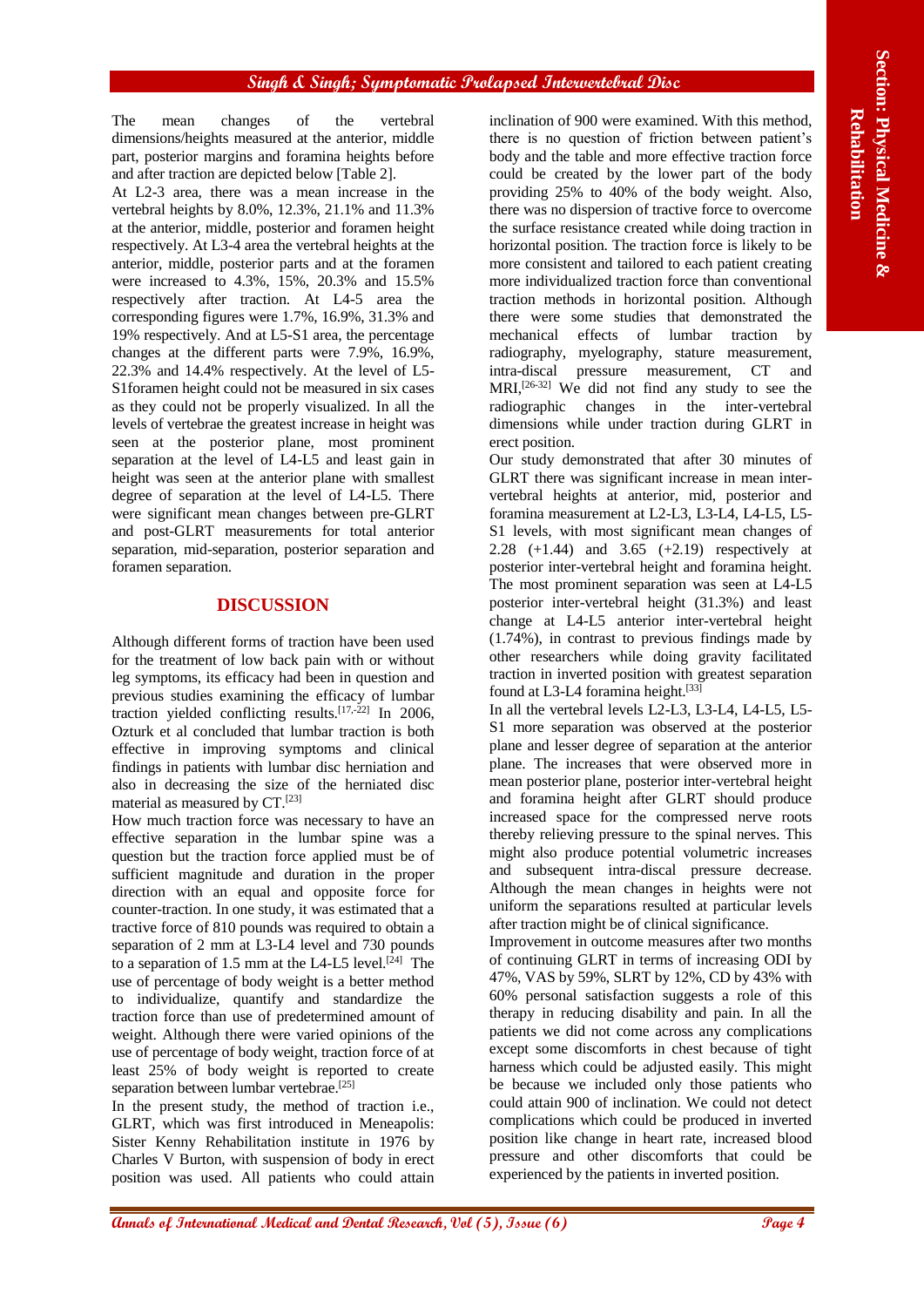The mean changes of the vertebral dimensions/heights measured at the anterior, middle part, posterior margins and foramina heights before and after traction are depicted below [Table 2].

At L2-3 area, there was a mean increase in the vertebral heights by 8.0%, 12.3%, 21.1% and 11.3% at the anterior, middle, posterior and foramen height respectively. At L3-4 area the vertebral heights at the anterior, middle, posterior parts and at the foramen were increased to 4.3%, 15%, 20.3% and 15.5% respectively after traction. At L4-5 area the corresponding figures were 1.7%, 16.9%, 31.3% and 19% respectively. And at L5-S1 area, the percentage changes at the different parts were 7.9%, 16.9%, 22.3% and 14.4% respectively. At the level of L5-S1foramen height could not be measured in six cases as they could not be properly visualized. In all the levels of vertebrae the greatest increase in height was seen at the posterior plane, most prominent separation at the level of L4-L5 and least gain in height was seen at the anterior plane with smallest degree of separation at the level of L4-L5. There were significant mean changes between pre-GLRT and post-GLRT measurements for total anterior separation, mid-separation, posterior separation and foramen separation.

## DISCUSSION

Although different forms of traction have been used for the treatment of low back pain with or without leg symptoms, its efficacy had been in question and previous studies examining the efficacy of lumbar traction yielded conflicting results.[17-22] In 2006, Ozturk et al concluded that lumbar traction is both effective in improving symptoms and clinical findings in patients with lumbar disc herniation and also in decreasing the size of the herniated disc material as measured by CT.[23]

How much traction force was necessary to have an effective separation in the lumbar spine was a question but the traction force applied must be of sufficient magnitude and duration in the proper direction with an equal and opposite force for counter-traction. In one study, it was estimated that a tractive force of 810 pounds was required to obtain a separation of 2 mm at L3-L4 level and 730 pounds to a separation of 1.5 mm at the L4-L5 level.[24] The use of percentage of body weight is a better method to individualize, quantify and standardize the traction force than use of predetermined amount of weight. Although there were varied opinions of the use of percentage of body weight, traction force of at least 25% of body weight is reported to create separation between lumbar vertebrae.[25]

In the present study, the method of traction i.e., GLRT, which was first introduced in Meneapolis: Sister Kenny Rehabilitation institute in 1976 by Charles V Burton, with suspension of body in erect position was used. All patients who could attain inclination of 900 were examined. With this method, there is no question of friction between patient's body and the table and more effective traction force could be created by the lower part of the body providing 25% to 40% of the body weight. Also, there was no dispersion of tractive force to overcome the surface resistance created while doing traction in horizontal position. The traction force is likely to be more consistent and tailored to each patient creating more individualized traction force than conventional traction methods in horizontal position. Although there were some studies that demonstrated the mechanical effects of lumbar traction by radiography, myelography, stature measurement, intra-discal pressure measurement, CT and MRI,[26-32] We did not find any study to see the radiographic changes in the inter-vertebral dimensions while under traction during GLRT in erect position.

Our study demonstrated that after 30 minutes of GLRT there was significant increase in mean inter-vertebral heights at anterior, mid, posterior and foramina measurement at L2-L3, L3-L4, L4-L5, L5-S1 levels, with most significant mean changes of 2.28 (+1.44) and 3.65 (+2.19) respectively at posterior inter-vertebral height and foramina height. The most prominent separation was seen at L4-L5 posterior inter-vertebral height (31.3%) and least change at L4-L5 anterior inter-vertebral height (1.74%), in contrast to previous findings made by other researchers while doing gravity facilitated traction in inverted position with greatest separation found at L3-L4 foramina height.[33]

In all the vertebral levels L2-L3, L3-L4, L4-L5, L5-S1 more separation was observed at the posterior plane and lesser degree of separation at the anterior plane. The increases that were observed more in mean posterior plane, posterior inter-vertebral height and foramina height after GLRT should produce increased space for the compressed nerve roots thereby relieving pressure to the spinal nerves. This might also produce potential volumetric increases and subsequent intra-discal pressure decrease. Although the mean changes in heights were not uniform the separations resulted at particular levels after traction might be of clinical significance.

Improvement in outcome measures after two months of continuing GLRT in terms of increasing ODI by 47%, VAS by 59%, SLRT by 12%, CD by 43% with 60% personal satisfaction suggests a role of this therapy in reducing disability and pain. In all the patients we did not come across any complications except some discomforts in chest because of tight harness which could be adjusted easily. This might be because we included only those patients who could attain 900 of inclination. We could not detect complications which could be produced in inverted position like change in heart rate, increased blood pressure and other discomforts that could be experienced by the patients in inverted position.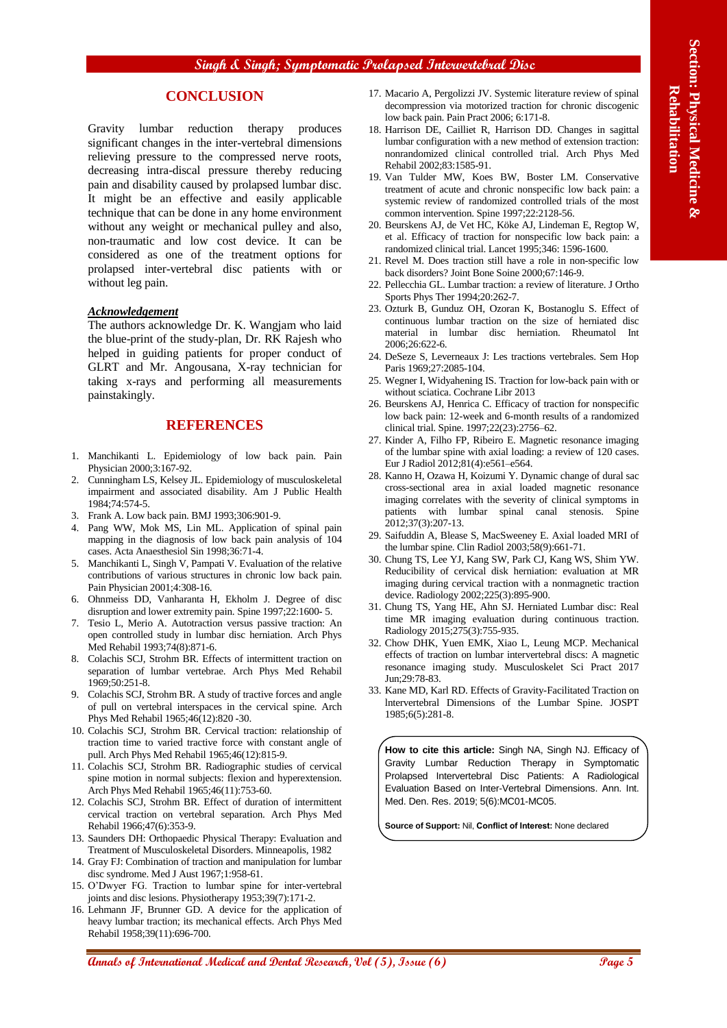## CONCLUSION

Gravity lumbar reduction therapy produces significant changes in the inter-vertebral dimensions relieving pressure to the compressed nerve roots, decreasing intra-discal pressure thereby reducing pain and disability caused by prolapsed lumbar disc. It might be an effective and easily applicable technique that can be done in any home environment without any weight or mechanical pulley and also, non-traumatic and low cost device. It can be considered as one of the treatment options for prolapsed inter-vertebral disc patients with or without leg pain.

***Acknowledgement***

The authors acknowledge Dr. K. Wangjam who laid the blue-print of the study-plan, Dr. RK Rajesh who helped in guiding patients for proper conduct of GLRT and Mr. Angousana, X-ray technician for taking x-rays and performing all measurements painstakingly.

## REFERENCES

1. Manchikanti L. Epidemiology of low back pain. Pain Physician 2000;3:167-92.
2. Cunningham LS, Kelsey JL. Epidemiology of musculoskeletal impairment and associated disability. Am J Public Health 1984;74:574-5.
3. Frank A. Low back pain. BMJ 1993;306:901-9.
4. Pang WW, Mok MS, Lin ML. Application of spinal pain mapping in the diagnosis of low back pain analysis of 104 cases. Acta Anaesthesiol Sin 1998;36:71-4.
5. Manchikanti L, Singh V, Pampati V. Evaluation of the relative contributions of various structures in chronic low back pain. Pain Physician 2001;4:308-16.
6. Ohnmeiss DD, Vanharanta H, Ekholm J. Degree of disc disruption and lower extremity pain. Spine 1997;22:1600- 5.
7. Tesio L, Merio A. Autotraction versus passive traction: An open controlled study in lumbar disc herniation. Arch Phys Med Rehabil 1993;74(8):871-6.
8. Colachis SCJ, Strohm BR. Effects of intermittent traction on separation of lumbar vertebrae. Arch Phys Med Rehabil 1969;50:251-8.
9. Colachis SCJ, Strohm BR. A study of tractive forces and angle of pull on vertebral interspaces in the cervical spine. Arch Phys Med Rehabil 1965;46(12):820 -30.
10. Colachis SCJ, Strohm BR. Cervical traction: relationship of traction time to varied tractive force with constant angle of pull. Arch Phys Med Rehabil 1965;46(12):815-9.
11. Colachis SCJ, Strohm BR. Radiographic studies of cervical spine motion in normal subjects: flexion and hyperextension. Arch Phys Med Rehabil 1965;46(11):753-60.
12. Colachis SCJ, Strohm BR. Effect of duration of intermittent cervical traction on vertebral separation. Arch Phys Med Rehabil 1966;47(6):353-9.
13. Saunders DH: Orthopaedic Physical Therapy: Evaluation and Treatment of Musculoskeletal Disorders. Minneapolis, 1982
14. Gray FJ: Combination of traction and manipulation for lumbar disc syndrome. Med J Aust 1967;1:958-61.
15. O'Dwyer FG. Traction to lumbar spine for inter-vertebral joints and disc lesions. Physiotherapy 1953;39(7):171-2.
16. Lehmann JF, Brunner GD. A device for the application of heavy lumbar traction; its mechanical effects. Arch Phys Med Rehabil 1958;39(11):696-700.
17. Macario A, Pergolizzi JV. Systemic literature review of spinal decompression via motorized traction for chronic discogenic low back pain. Pain Pract 2006; 6:171-8.
18. Harrison DE, Cailliet R, Harrison DD. Changes in sagittal lumbar configuration with a new method of extension traction: nonrandomized clinical controlled trial. Arch Phys Med Rehabil 2002;83:1585-91.
19. Van Tulder MW, Koes BW, Boster LM. Conservative treatment of acute and chronic nonspecific low back pain: a systemic review of randomized controlled trials of the most common intervention. Spine 1997;22:2128-56.
20. Beurskens AJ, de Vet HC, Köke AJ, Lindeman E, Regtop W, et al. Efficacy of traction for nonspecific low back pain: a randomized clinical trial. Lancet 1995;346: 1596-1600.
21. Revel M. Does traction still have a role in non-specific low back disorders? Joint Bone Soine 2000;67:146-9.
22. Pellecchia GL. Lumbar traction: a review of literature. J Ortho Sports Phys Ther 1994;20:262-7.
23. Ozturk B, Gunduz OH, Ozoran K, Bostanoglu S. Effect of continuous lumbar traction on the size of herniated disc material in lumbar disc herniation. Rheumatol Int 2006;26:622-6.
24. DeSeze S, Leverneaux J: Les tractions vertebrales. Sem Hop Paris 1969;27:2085-104.
25. Wegner I, Widyahening IS. Traction for low-back pain with or without sciatica. Cochrane Libr 2013
26. Beurskens AJ, Henrica C. Efficacy of traction for nonspecific low back pain: 12-week and 6-month results of a randomized clinical trial. Spine. 1997;22(23):2756–62.
27. Kinder A, Filho FP, Ribeiro E. Magnetic resonance imaging of the lumbar spine with axial loading: a review of 120 cases. Eur J Radiol 2012;81(4):e561–e564.
28. Kanno H, Ozawa H, Koizumi Y. Dynamic change of dural sac cross-sectional area in axial loaded magnetic resonance imaging correlates with the severity of clinical symptoms in patients with lumbar spinal canal stenosis. Spine 2012;37(3):207-13.
29. Saifuddin A, Blease S, MacSweeney E. Axial loaded MRI of the lumbar spine. Clin Radiol 2003;58(9):661-71.
30. Chung TS, Lee YJ, Kang SW, Park CJ, Kang WS, Shim YW. Reducibility of cervical disk herniation: evaluation at MR imaging during cervical traction with a nonmagnetic traction device. Radiology 2002;225(3):895-900.
31. Chung TS, Yang HE, Ahn SJ. Herniated Lumbar disc: Real time MR imaging evaluation during continuous traction. Radiology 2015;275(3):755-935.
32. Chow DHK, Yuen EMK, Xiao L, Leung MCP. Mechanical effects of traction on lumbar intervertebral discs: A magnetic resonance imaging study. Musculoskelet Sci Pract 2017 Jun;29:78-83.
33. Kane MD, Karl RD. Effects of Gravity-Facilitated Traction on lntervertebral Dimensions of the Lumbar Spine. JOSPT 1985;6(5):281-8.

**How to cite this article:** Singh NA, Singh NJ. Efficacy of Gravity Lumbar Reduction Therapy in Symptomatic Prolapsed Intervertebral Disc Patients: A Radiological Evaluation Based on Inter-Vertebral Dimensions. Ann. Int. Med. Den. Res. 2019; 5(6):MC01-MC05.

**Source of Support:** Nil, **Conflict of Interest:** None declared